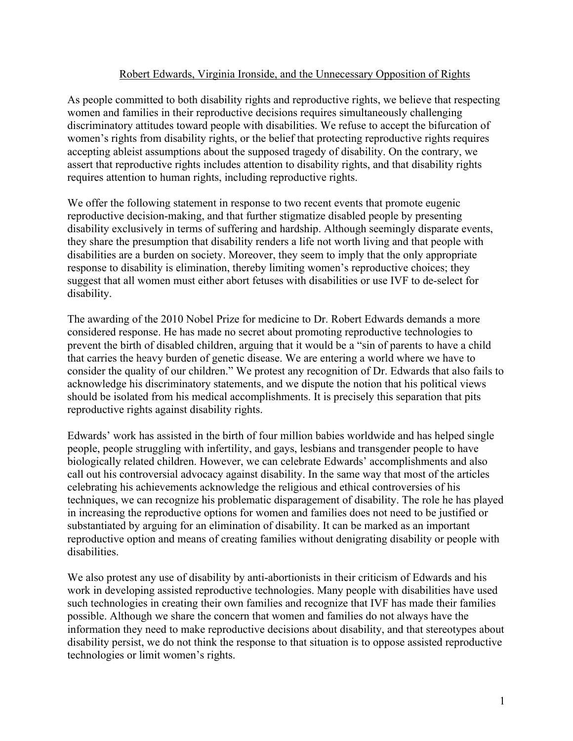# Robert Edwards, Virginia Ironside, and the Unnecessary Opposition of Rights

As people committed to both disability rights and reproductive rights, we believe that respecting women and families in their reproductive decisions requires simultaneously challenging discriminatory attitudes toward people with disabilities. We refuse to accept the bifurcation of women's rights from disability rights, or the belief that protecting reproductive rights requires accepting ableist assumptions about the supposed tragedy of disability. On the contrary, we assert that reproductive rights includes attention to disability rights, and that disability rights requires attention to human rights, including reproductive rights.

We offer the following statement in response to two recent events that promote eugenic reproductive decision-making, and that further stigmatize disabled people by presenting disability exclusively in terms of suffering and hardship. Although seemingly disparate events, they share the presumption that disability renders a life not worth living and that people with disabilities are a burden on society. Moreover, they seem to imply that the only appropriate response to disability is elimination, thereby limiting women's reproductive choices; they suggest that all women must either abort fetuses with disabilities or use IVF to de-select for disability.

The awarding of the 2010 Nobel Prize for medicine to Dr. Robert Edwards demands a more considered response. He has made no secret about promoting reproductive technologies to prevent the birth of disabled children, arguing that it would be a "sin of parents to have a child that carries the heavy burden of genetic disease. We are entering a world where we have to consider the quality of our children." We protest any recognition of Dr. Edwards that also fails to acknowledge his discriminatory statements, and we dispute the notion that his political views should be isolated from his medical accomplishments. It is precisely this separation that pits reproductive rights against disability rights.

Edwards' work has assisted in the birth of four million babies worldwide and has helped single people, people struggling with infertility, and gays, lesbians and transgender people to have biologically related children. However, we can celebrate Edwards' accomplishments and also call out his controversial advocacy against disability. In the same way that most of the articles celebrating his achievements acknowledge the religious and ethical controversies of his techniques, we can recognize his problematic disparagement of disability. The role he has played in increasing the reproductive options for women and families does not need to be justified or substantiated by arguing for an elimination of disability. It can be marked as an important reproductive option and means of creating families without denigrating disability or people with disabilities.

We also protest any use of disability by anti-abortionists in their criticism of Edwards and his work in developing assisted reproductive technologies. Many people with disabilities have used such technologies in creating their own families and recognize that IVF has made their families possible. Although we share the concern that women and families do not always have the information they need to make reproductive decisions about disability, and that stereotypes about disability persist, we do not think the response to that situation is to oppose assisted reproductive technologies or limit women's rights.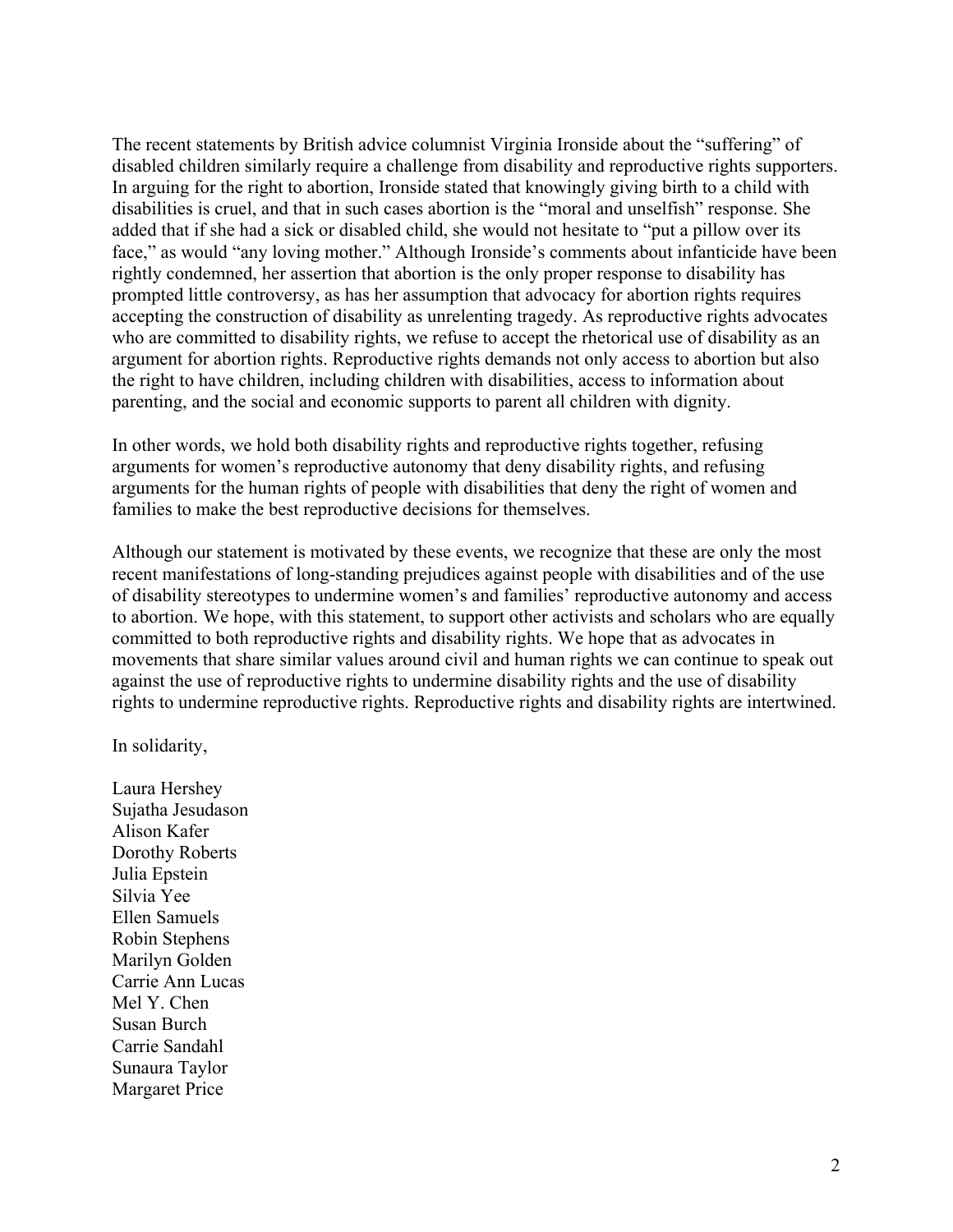The recent statements by British advice columnist Virginia Ironside about the "suffering" of disabled children similarly require a challenge from disability and reproductive rights supporters. In arguing for the right to abortion, Ironside stated that knowingly giving birth to a child with disabilities is cruel, and that in such cases abortion is the "moral and unselfish" response. She added that if she had a sick or disabled child, she would not hesitate to "put a pillow over its face," as would "any loving mother." Although Ironside's comments about infanticide have been rightly condemned, her assertion that abortion is the only proper response to disability has prompted little controversy, as has her assumption that advocacy for abortion rights requires accepting the construction of disability as unrelenting tragedy. As reproductive rights advocates who are committed to disability rights, we refuse to accept the rhetorical use of disability as an argument for abortion rights. Reproductive rights demands not only access to abortion but also the right to have children, including children with disabilities, access to information about parenting, and the social and economic supports to parent all children with dignity.

In other words, we hold both disability rights and reproductive rights together, refusing arguments for women's reproductive autonomy that deny disability rights, and refusing arguments for the human rights of people with disabilities that deny the right of women and families to make the best reproductive decisions for themselves.

Although our statement is motivated by these events, we recognize that these are only the most recent manifestations of long-standing prejudices against people with disabilities and of the use of disability stereotypes to undermine women's and families' reproductive autonomy and access to abortion. We hope, with this statement, to support other activists and scholars who are equally committed to both reproductive rights and disability rights. We hope that as advocates in movements that share similar values around civil and human rights we can continue to speak out against the use of reproductive rights to undermine disability rights and the use of disability rights to undermine reproductive rights. Reproductive rights and disability rights are intertwined.

In solidarity,

Laura Hershey
Sujatha Jesudason
Alison Kafer
Dorothy Roberts
Julia Epstein
Silvia Yee
Ellen Samuels
Robin Stephens
Marilyn Golden
Carrie Ann Lucas
Mel Y. Chen
Susan Burch
Carrie Sandahl
Sunaura Taylor
Margaret Price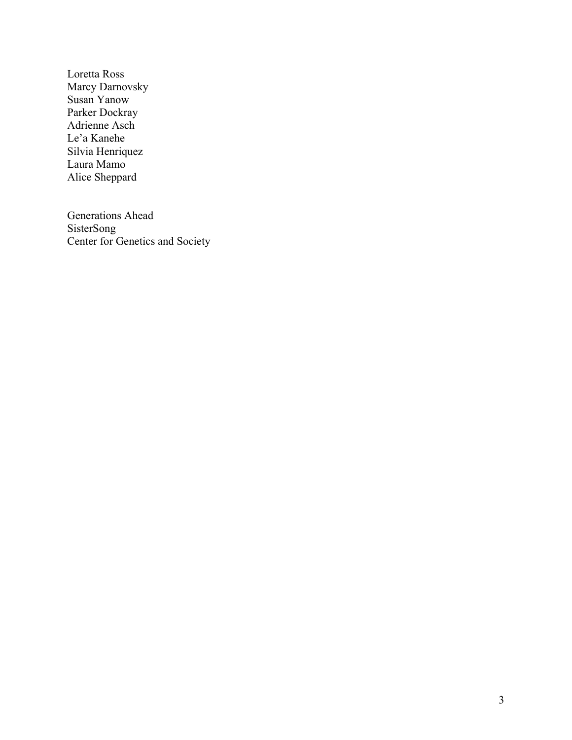Loretta Ross
Marcy Darnovsky
Susan Yanow
Parker Dockray
Adrienne Asch
Le'a Kanehe
Silvia Henriquez
Laura Mamo
Alice Sheppard

Generations Ahead
SisterSong
Center for Genetics and Society